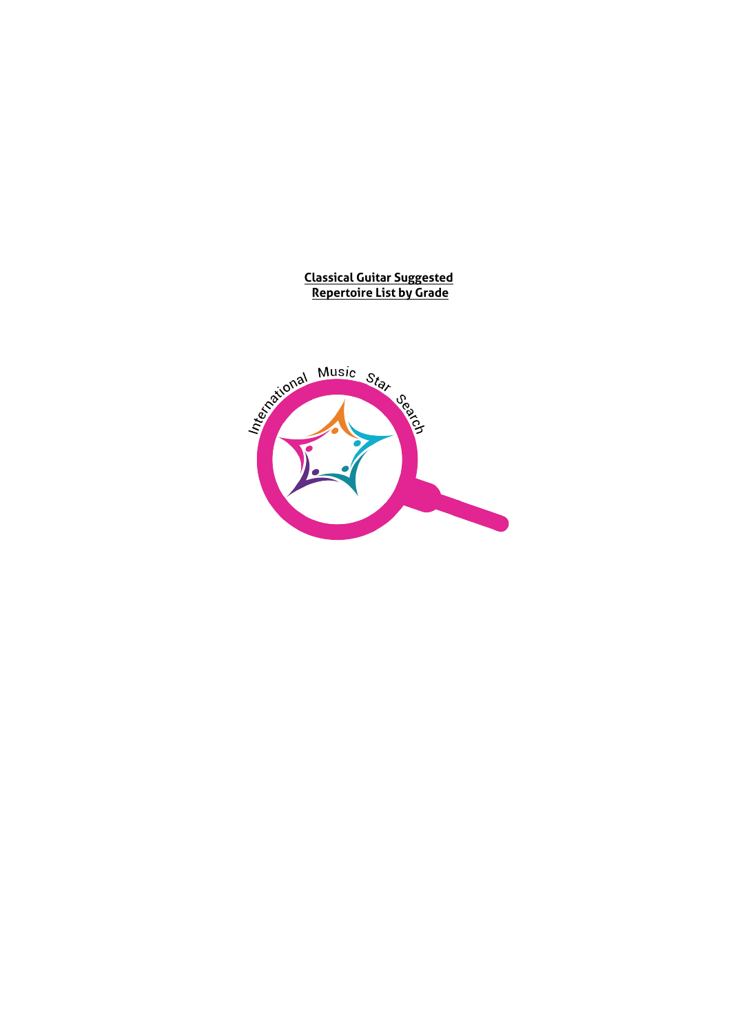# Classical Guitar Suggested Repertoire List by Grade

International Music Star Search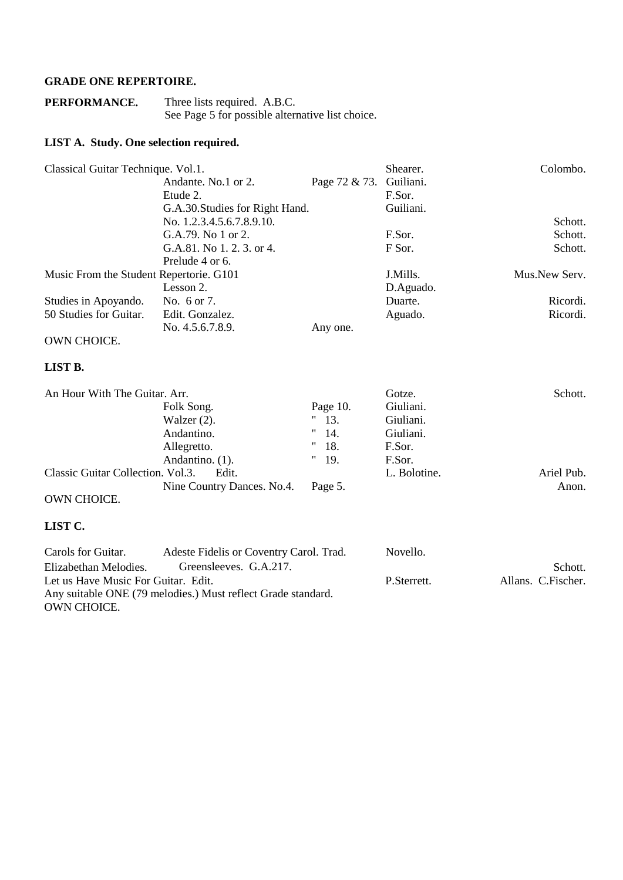## GRADE ONE REPERTOIRE.

**PERFORMANCE.** Three lists required. A.B.C.
See Page 5 for possible alternative list choice.

### LIST A. Study. One selection required.

| | | | | |
|---|---|---|---|---|
| Classical Guitar Technique. Vol.1. | | | Shearer. | Colombo. |
| | Andante. No.1 or 2. | Page 72 & 73. | Guiliani. | |
| | Etude 2. | | F.Sor. | |
| | G.A.30.Studies for Right Hand. | | Guiliani. | |
| | No. 1.2.3.4.5.6.7.8.9.10. | | | Schott. |
| | G.A.79. No 1 or 2. | | F.Sor. | Schott. |
| | G.A.81. No 1. 2. 3. or 4. | | F Sor. | Schott. |
| | Prelude 4 or 6. | | | |
| Music From the Student Repertorie. G101 | | | J.Mills. | Mus.New Serv. |
| | Lesson 2. | | D.Aguado. | |
| Studies in Apoyando. | No. 6 or 7. | | Duarte. | Ricordi. |
| 50 Studies for Guitar. | Edit. Gonzalez. | | Aguado. | Ricordi. |
| | No. 4.5.6.7.8.9. | Any one. | | |
| OWN CHOICE. | | | | |

### LIST B.

| | | | | |
|---|---|---|---|---|
| An Hour With The Guitar. Arr. | | | Gotze. | Schott. |
| | Folk Song. | Page 10. | Giuliani. | |
| | Walzer (2). | " 13. | Giuliani. | |
| | Andantino. | " 14. | Giuliani. | |
| | Allegretto. | " 18. | F.Sor. | |
| | Andantino. (1). | " 19. | F.Sor. | |
| Classic Guitar Collection. Vol.3. | Edit. | | L. Bolotine. | Ariel Pub. |
| | Nine Country Dances. No.4. | Page 5. | | Anon. |
| OWN CHOICE. | | | | |

### LIST C.

| | | | |
|---|---|---|---|
| Carols for Guitar. | Adeste Fidelis or Coventry Carol. Trad. | Novello. | |
| Elizabethan Melodies. | Greensleeves. G.A.217. | | Schott. |
| Let us Have Music For Guitar. Edit. | | P.Sterrett. | Allans. C.Fischer. |

Any suitable ONE (79 melodies.) Must reflect Grade standard.
OWN CHOICE.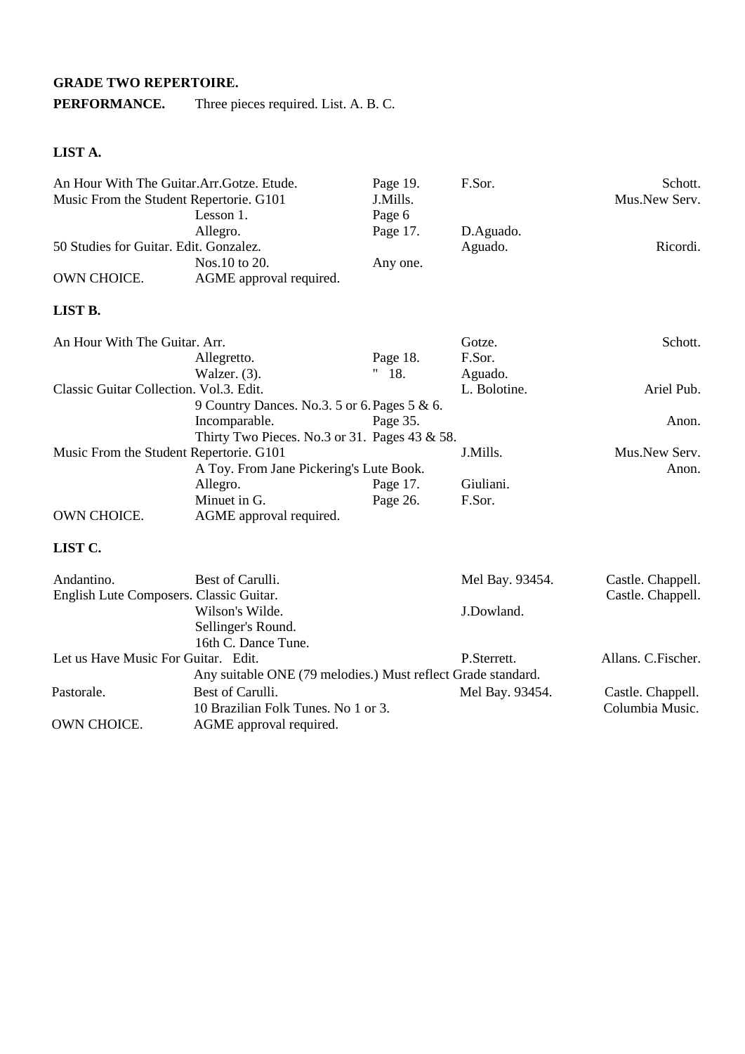**GRADE TWO REPERTOIRE.**

**PERFORMANCE.** Three pieces required. List. A. B. C.

**LIST A.**

| | | | | |
|---|---|---|---|---|
| An Hour With The Guitar.Arr.Gotze. Etude. | | Page 19. | F.Sor. | Schott. |
| Music From the Student Repertorie. G101 | | J.Mills. | | Mus.New Serv. |
| | Lesson 1. | Page 6 | | |
| | Allegro. | Page 17. | D.Aguado. | |
| 50 Studies for Guitar. Edit. Gonzalez. | | | Aguado. | Ricordi. |
| | Nos.10 to 20. | Any one. | | |
| OWN CHOICE. | AGME approval required. | | | |

**LIST B.**

| | | | | |
|---|---|---|---|---|
| An Hour With The Guitar. Arr. | | | Gotze. | Schott. |
| | Allegretto. | Page 18. | F.Sor. | |
| | Walzer. (3). | " 18. | Aguado. | |
| Classic Guitar Collection. Vol.3. Edit. | | | L. Bolotine. | Ariel Pub. |
| | 9 Country Dances. No.3. 5 or 6. | Pages 5 & 6. | | |
| | Incomparable. | Page 35. | | Anon. |
| | Thirty Two Pieces. No.3 or 31. | Pages 43 & 58. | | |
| Music From the Student Repertorie. G101 | | | J.Mills. | Mus.New Serv. |
| | A Toy. From Jane Pickering's Lute Book. | | | Anon. |
| | Allegro. | Page 17. | Giuliani. | |
| | Minuet in G. | Page 26. | F.Sor. | |
| OWN CHOICE. | AGME approval required. | | | |

**LIST C.**

| | | | |
|---|---|---|---|
| Andantino. | Best of Carulli. | Mel Bay. 93454. | Castle. Chappell. |
| English Lute Composers. Classic Guitar. | | | Castle. Chappell. |
| | Wilson's Wilde. | J.Dowland. | |
| | Sellinger's Round. | | |
| | 16th C. Dance Tune. | | |
| Let us Have Music For Guitar. Edit. | | P.Sterrett. | Allans. C.Fischer. |
| | Any suitable ONE (79 melodies.) Must reflect Grade standard. | | |
| Pastorale. | Best of Carulli. | Mel Bay. 93454. | Castle. Chappell. |
| | 10 Brazilian Folk Tunes. No 1 or 3. | | Columbia Music. |
| OWN CHOICE. | AGME approval required. | | |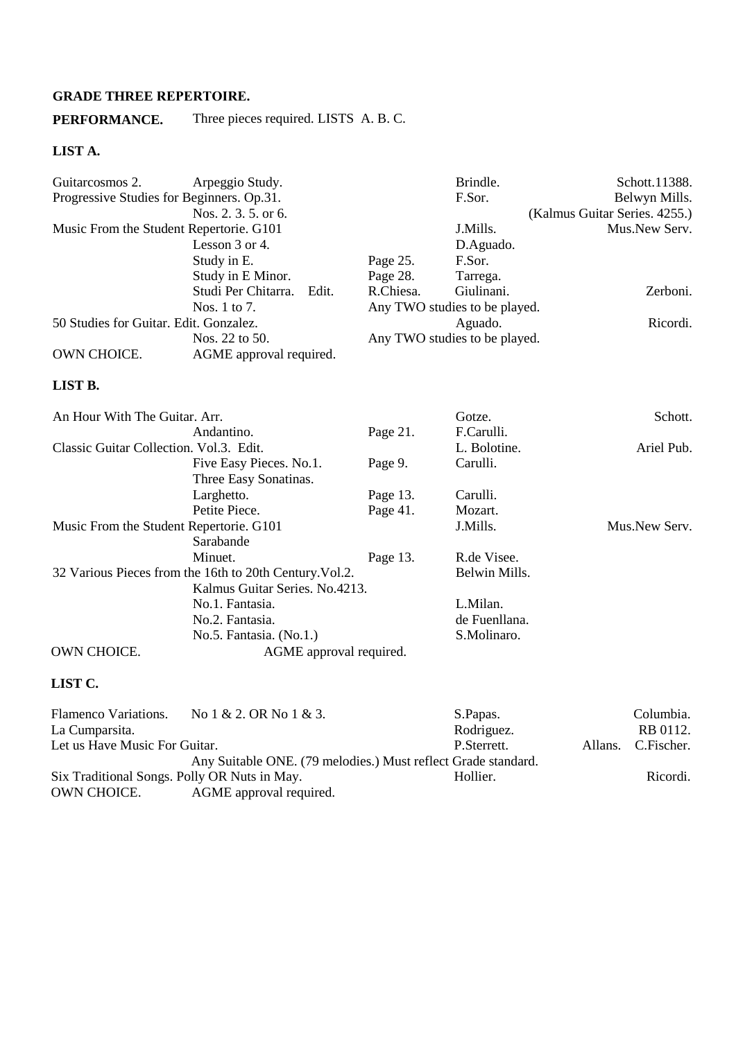**GRADE THREE REPERTOIRE.**

**PERFORMANCE.** Three pieces required. LISTS A. B. C.

**LIST A.**

| | | | | |
|---|---|---|---|---|
| Guitarcosmos 2. | Arpeggio Study. | | Brindle. | Schott.11388. |
| Progressive Studies for Beginners. Op.31. | | | F.Sor. | Belwyn Mills. |
| | Nos. 2. 3. 5. or 6. | | | (Kalmus Guitar Series. 4255.) |
| Music From the Student Repertorie. G101 | | | J.Mills. | Mus.New Serv. |
| | Lesson 3 or 4. | | D.Aguado. | |
| | Study in E. | Page 25. | F.Sor. | |
| | Study in E Minor. | Page 28. | Tarrega. | |
| | Studi Per Chitarra. Edit. | R.Chiesa. | Giulinani. | Zerboni. |
| | Nos. 1 to 7. | Any TWO studies to be played. | | |
| 50 Studies for Guitar. Edit. Gonzalez. | | | Aguado. | Ricordi. |
| | Nos. 22 to 50. | Any TWO studies to be played. | | |
| OWN CHOICE. | AGME approval required. | | | |

**LIST B.**

| | | | | |
|---|---|---|---|---|
| An Hour With The Guitar. Arr. | | | Gotze. | Schott. |
| | Andantino. | Page 21. | F.Carulli. | |
| Classic Guitar Collection. Vol.3. Edit. | | | L. Bolotine. | Ariel Pub. |
| | Five Easy Pieces. No.1. | Page 9. | Carulli. | |
| | Three Easy Sonatinas. | | | |
| | Larghetto. | Page 13. | Carulli. | |
| | Petite Piece. | Page 41. | Mozart. | |
| Music From the Student Repertorie. G101 | | | J.Mills. | Mus.New Serv. |
| | Sarabande | | | |
| | Minuet. | Page 13. | R.de Visee. | |
| 32 Various Pieces from the 16th to 20th Century.Vol.2. | | | Belwin Mills. | |
| | Kalmus Guitar Series. No.4213. | | | |
| | No.1. Fantasia. | | L.Milan. | |
| | No.2. Fantasia. | | de Fuenllana. | |
| | No.5. Fantasia. (No.1.) | | S.Molinaro. | |
| OWN CHOICE. | AGME approval required. | | | |

**LIST C.**

| | | | |
|---|---|---|---|
| Flamenco Variations. | No 1 & 2. OR No 1 & 3. | S.Papas. | Columbia. |
| La Cumparsita. | | Rodriguez. | RB 0112. |
| Let us Have Music For Guitar. | | P.Sterrett. | Allans. C.Fischer. |
| | Any Suitable ONE. (79 melodies.) Must reflect Grade standard. | | |
| Six Traditional Songs. Polly OR Nuts in May. | | Hollier. | Ricordi. |
| OWN CHOICE. | AGME approval required. | | |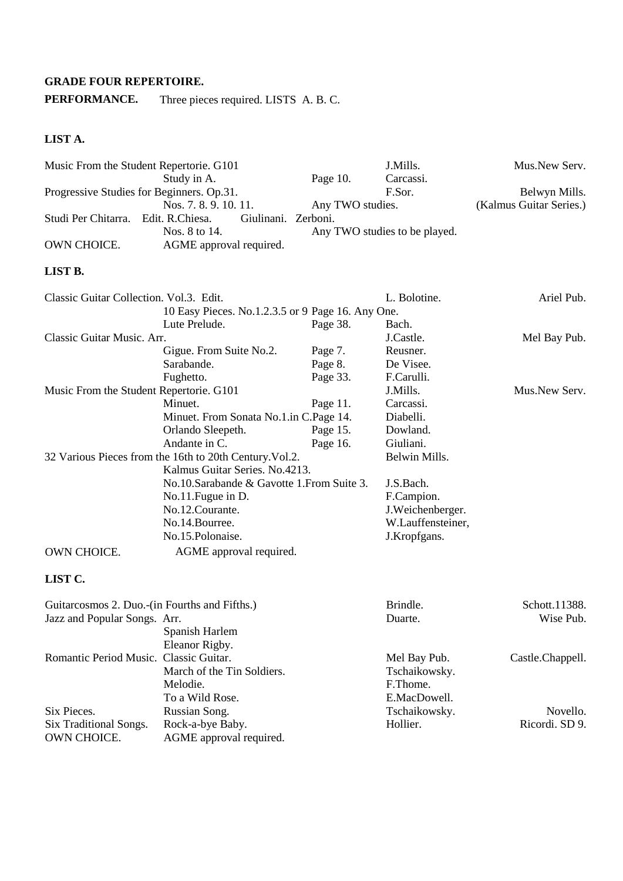**GRADE FOUR REPERTOIRE.**

**PERFORMANCE.** Three pieces required. LISTS A. B. C.

**LIST A.**

| | | | | |
|---|---|---|---|---|
| Music From the Student Repertorie. G101 | | | J.Mills. | Mus.New Serv. |
| | Study in A. | Page 10. | Carcassi. | |
| Progressive Studies for Beginners. Op.31. | | | F.Sor. | Belwyn Mills. |
| | Nos. 7. 8. 9. 10. 11. | Any TWO studies. | | (Kalmus Guitar Series.) |
| Studi Per Chitarra. Edit. R.Chiesa. | Giulinani. Zerboni. | | | |
| | Nos. 8 to 14. | Any TWO studies to be played. | | |
| OWN CHOICE. | AGME approval required. | | | |

**LIST B.**

| | | | | |
|---|---|---|---|---|
| Classic Guitar Collection. Vol.3. Edit. | | | L. Bolotine. | Ariel Pub. |
| | 10 Easy Pieces. No.1.2.3.5 or 9 Page 16. Any One. | | | |
| | Lute Prelude. | Page 38. | Bach. | |
| Classic Guitar Music. Arr. | | | J.Castle. | Mel Bay Pub. |
| | Gigue. From Suite No.2. | Page 7. | Reusner. | |
| | Sarabande. | Page 8. | De Visee. | |
| | Fughetto. | Page 33. | F.Carulli. | |
| Music From the Student Repertorie. G101 | | | J.Mills. | Mus.New Serv. |
| | Minuet. | Page 11. | Carcassi. | |
| | Minuet. From Sonata No.1.in C. | Page 14. | Diabelli. | |
| | Orlando Sleepeth. | Page 15. | Dowland. | |
| | Andante in C. | Page 16. | Giuliani. | |
| 32 Various Pieces from the 16th to 20th Century.Vol.2. | | | Belwin Mills. | |
| | Kalmus Guitar Series. No.4213. | | | |
| | No.10.Sarabande & Gavotte 1.From Suite 3. | | J.S.Bach. | |
| | No.11.Fugue in D. | | F.Campion. | |
| | No.12.Courante. | | J.Weichenberger. | |
| | No.14.Bourree. | | W.Lauffensteiner, | |
| | No.15.Polonaise. | | J.Kropfgans. | |
| OWN CHOICE. | AGME approval required. | | | |

**LIST C.**

| | | | |
|---|---|---|---|
| Guitarcosmos 2. Duo.-(in Fourths and Fifths.) | | Brindle. | Schott.11388. |
| Jazz and Popular Songs. Arr. | | Duarte. | Wise Pub. |
| | Spanish Harlem | | |
| | Eleanor Rigby. | | |
| Romantic Period Music. Classic Guitar. | | Mel Bay Pub. | Castle.Chappell. |
| | March of the Tin Soldiers. | Tschaikowsky. | |
| | Melodie. | F.Thome. | |
| | To a Wild Rose. | E.MacDowell. | |
| Six Pieces. | Russian Song. | Tschaikowsky. | Novello. |
| Six Traditional Songs. | Rock-a-bye Baby. | Hollier. | Ricordi. SD 9. |
| OWN CHOICE. | AGME approval required. | | |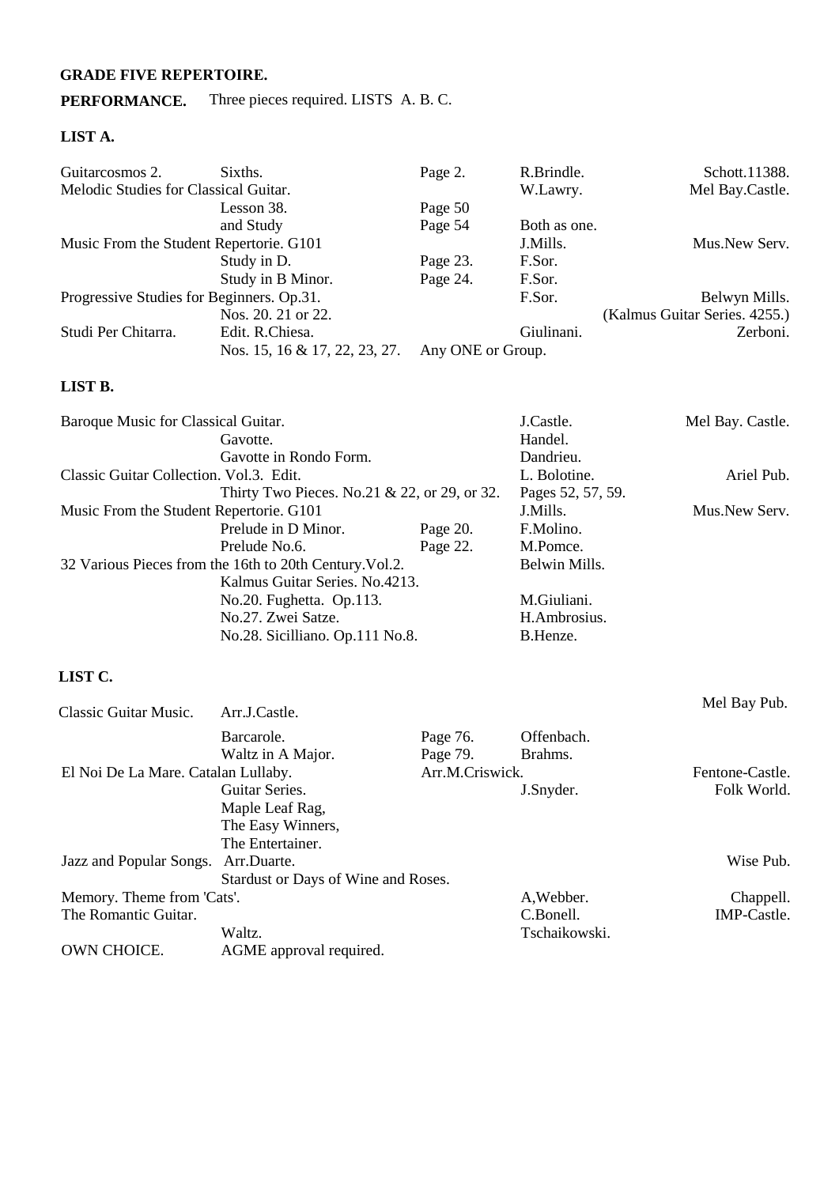**GRADE FIVE REPERTOIRE.**

**PERFORMANCE.** Three pieces required. LISTS A. B. C.

**LIST A.**

| | | | | |
|---|---|---|---|---|
| Guitarcosmos 2. | Sixths. | Page 2. | R.Brindle. | Schott.11388. |
| Melodic Studies for Classical Guitar. | | | W.Lawry. | Mel Bay.Castle. |
| | Lesson 38. | Page 50 | | |
| | and Study | Page 54 | Both as one. | |
| Music From the Student Repertorie. G101 | | | J.Mills. | Mus.New Serv. |
| | Study in D. | Page 23. | F.Sor. | |
| | Study in B Minor. | Page 24. | F.Sor. | |
| Progressive Studies for Beginners. Op.31. | | | F.Sor. | Belwyn Mills. |
| | Nos. 20. 21 or 22. | | | (Kalmus Guitar Series. 4255.) |
| Studi Per Chitarra. | Edit. R.Chiesa. | | Giulinani. | Zerboni. |
| | Nos. 15, 16 & 17, 22, 23, 27. | Any ONE or Group. | | |

**LIST B.**

| | | | | |
|---|---|---|---|---|
| Baroque Music for Classical Guitar. | | | J.Castle. | Mel Bay. Castle. |
| | Gavotte. | | Handel. | |
| | Gavotte in Rondo Form. | | Dandrieu. | |
| Classic Guitar Collection. Vol.3. Edit. | | | L. Bolotine. | Ariel Pub. |
| | Thirty Two Pieces. No.21 & 22, or 29, or 32. | | Pages 52, 57, 59. | |
| Music From the Student Repertorie. G101 | | | J.Mills. | Mus.New Serv. |
| | Prelude in D Minor. | Page 20. | F.Molino. | |
| | Prelude No.6. | Page 22. | M.Pomce. | |
| 32 Various Pieces from the 16th to 20th Century.Vol.2. | | | Belwin Mills. | |
| | Kalmus Guitar Series. No.4213. | | | |
| | No.20. Fughetta. Op.113. | | M.Giuliani. | |
| | No.27. Zwei Satze. | | H.Ambrosius. | |
| | No.28. Sicilliano. Op.111 No.8. | | B.Henze. | |

**LIST C.**

| | | | | |
|---|---|---|---|---|
| Classic Guitar Music. | Arr.J.Castle. | | | Mel Bay Pub. |
| | Barcarole. | Page 76. | Offenbach. | |
| | Waltz in A Major. | Page 79. | Brahms. | |
| El Noi De La Mare. Catalan Lullaby. | | Arr.M.Criswick. | | Fentone-Castle. |
| | Guitar Series. | | J.Snyder. | Folk World. |
| | Maple Leaf Rag, | | | |
| | The Easy Winners, | | | |
| | The Entertainer. | | | |
| Jazz and Popular Songs. | Arr.Duarte. | | | Wise Pub. |
| | Stardust or Days of Wine and Roses. | | | |
| Memory. Theme from 'Cats'. | | | A,Webber. | Chappell. |
| The Romantic Guitar. | | | C.Bonell. | IMP-Castle. |
| | Waltz. | | Tschaikowski. | |
| OWN CHOICE. | AGME approval required. | | | |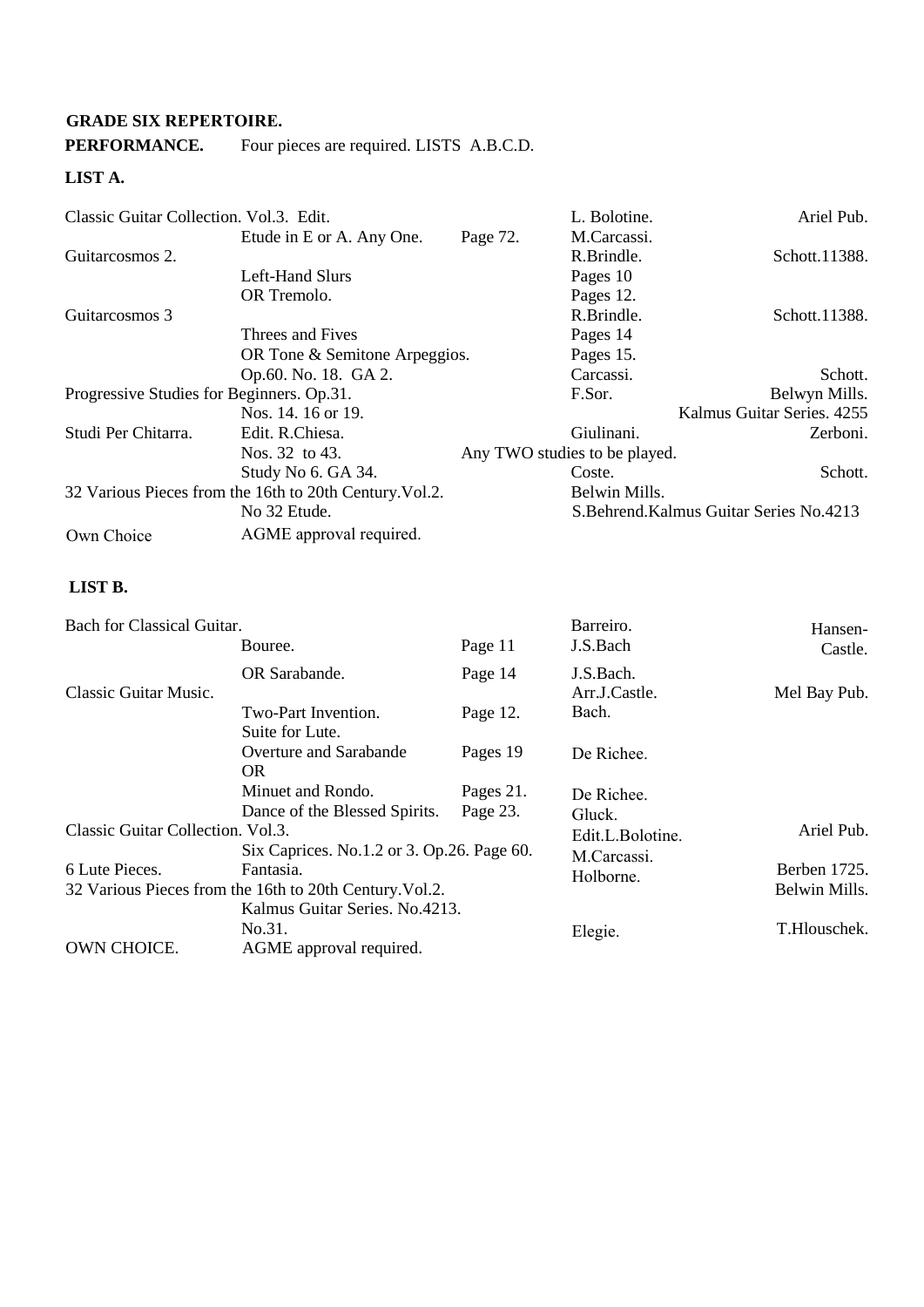**GRADE SIX REPERTOIRE.**

**PERFORMANCE.** Four pieces are required. LISTS A.B.C.D.

**LIST A.**

| | | | | |
|---|---|---|---|---|
| Classic Guitar Collection. Vol.3. Edit. | | | L. Bolotine. | Ariel Pub. |
| | Etude in E or A. Any One. | Page 72. | M.Carcassi. | |
| Guitarcosmos 2. | | | R.Brindle. | Schott.11388. |
| | Left-Hand Slurs | | Pages 10 | |
| | OR Tremolo. | | Pages 12. | |
| Guitarcosmos 3 | | | R.Brindle. | Schott.11388. |
| | Threes and Fives | | Pages 14 | |
| | OR Tone & Semitone Arpeggios. | | Pages 15. | |
| | Op.60. No. 18. GA 2. | | Carcassi. | Schott. |
| Progressive Studies for Beginners. Op.31. | | | F.Sor. | Belwyn Mills. |
| | Nos. 14. 16 or 19. | | | Kalmus Guitar Series. 4255 |
| Studi Per Chitarra. | Edit. R.Chiesa. | | Giulinani. | Zerboni. |
| | Nos. 32 to 43. | Any TWO studies to be played. | | |
| | Study No 6. GA 34. | | Coste. | Schott. |
| 32 Various Pieces from the 16th to 20th Century.Vol.2. | | | Belwin Mills. | |
| | No 32 Etude. | | S.Behrend.Kalmus Guitar Series No.4213 | |
| Own Choice | AGME approval required. | | | |

**LIST B.**

| | | | | |
|---|---|---|---|---|
| Bach for Classical Guitar. | | | Barreiro. | Hansen-Castle. |
| | Bouree. | Page 11 | J.S.Bach | |
| | OR Sarabande. | Page 14 | J.S.Bach. | |
| Classic Guitar Music. | | | Arr.J.Castle. | Mel Bay Pub. |
| | Two-Part Invention. | Page 12. | Bach. | |
| | Suite for Lute. | | | |
| | Overture and Sarabande OR | Pages 19 | De Richee. | |
| | Minuet and Rondo. | Pages 21. | De Richee. | |
| | Dance of the Blessed Spirits. | Page 23. | Gluck. | |
| Classic Guitar Collection. Vol.3. | | | Edit.L.Bolotine. | Ariel Pub. |
| | Six Caprices. No.1.2 or 3. Op.26. Page 60. | | M.Carcassi. | |
| 6 Lute Pieces. | Fantasia. | | Holborne. | Berben 1725. |
| 32 Various Pieces from the 16th to 20th Century.Vol.2. | | | | Belwin Mills. |
| | Kalmus Guitar Series. No.4213. | | | |
| | No.31. | | Elegie. | T.Hlouschek. |
| OWN CHOICE. | AGME approval required. | | | |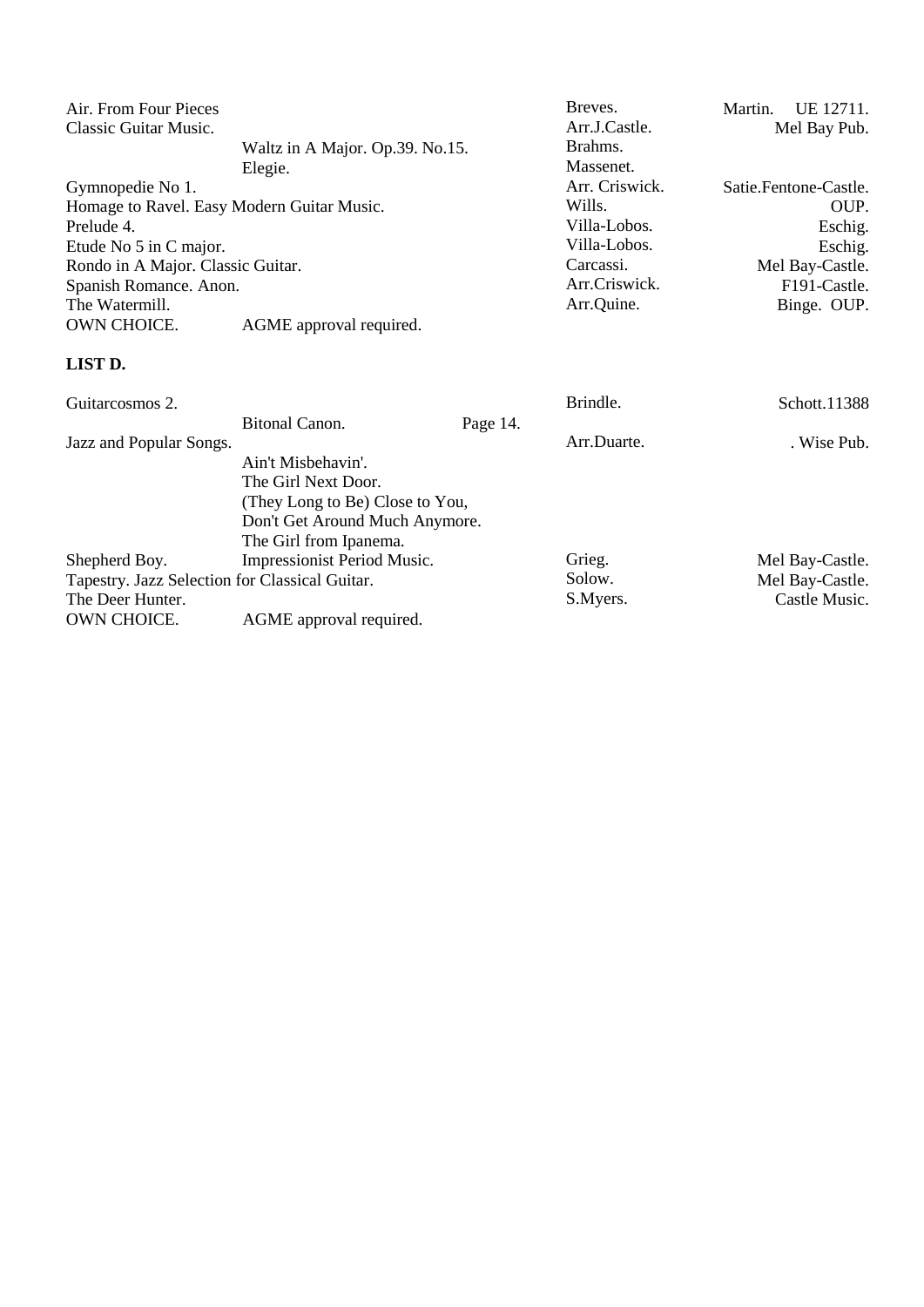| | | | |
|---|---|---|---|
| Air. From Four Pieces | | Breves. | Martin. UE 12711. |
| Classic Guitar Music. | | Arr.J.Castle. | Mel Bay Pub. |
| | Waltz in A Major. Op.39. No.15. | Brahms. | |
| | Elegie. | Massenet. | |
| Gymnopedie No 1. | | Arr. Criswick. | Satie.Fentone-Castle. |
| Homage to Ravel. Easy Modern Guitar Music. | | Wills. | OUP. |
| Prelude 4. | | Villa-Lobos. | Eschig. |
| Etude No 5 in C major. | | Villa-Lobos. | Eschig. |
| Rondo in A Major. Classic Guitar. | | Carcassi. | Mel Bay-Castle. |
| Spanish Romance. Anon. | | Arr.Criswick. | F191-Castle. |
| The Watermill. | | Arr.Quine. | Binge. OUP. |
| OWN CHOICE. | AGME approval required. | | |

**LIST D.**

| | | | | |
|---|---|---|---|---|
| Guitarcosmos 2. | | | Brindle. | Schott.11388 |
| | Bitonal Canon. | Page 14. | | |
| Jazz and Popular Songs. | | | Arr.Duarte. | . Wise Pub. |
| | Ain't Misbehavin'. | | | |
| | The Girl Next Door. | | | |
| | (They Long to Be) Close to You, | | | |
| | Don't Get Around Much Anymore. | | | |
| | The Girl from Ipanema. | | | |
| Shepherd Boy. | Impressionist Period Music. | | Grieg. | Mel Bay-Castle. |
| Tapestry. Jazz Selection for Classical Guitar. | | | Solow. | Mel Bay-Castle. |
| The Deer Hunter. | | | S.Myers. | Castle Music. |
| OWN CHOICE. | AGME approval required. | | | |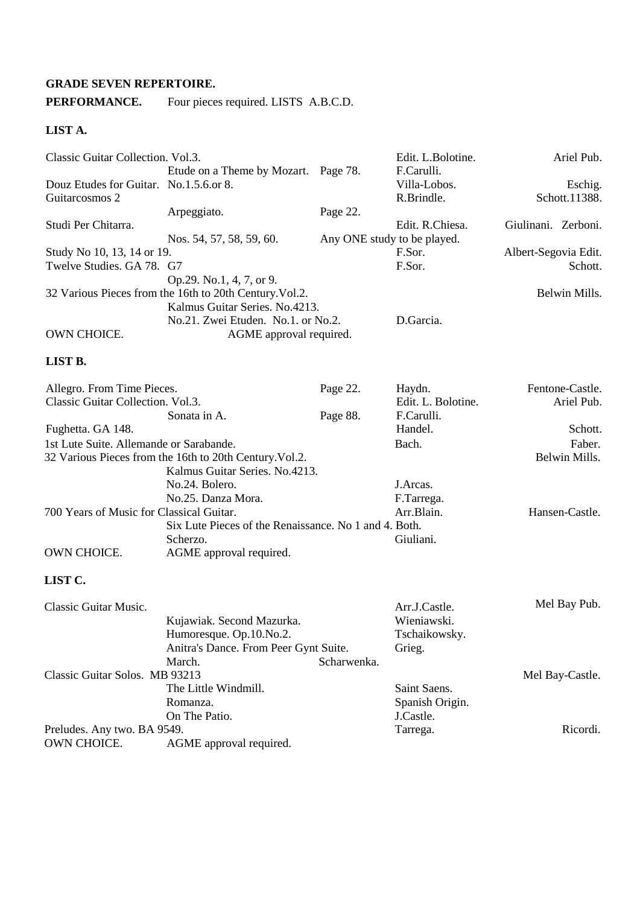**GRADE SEVEN REPERTOIRE.**

**PERFORMANCE.** Four pieces required. LISTS A.B.C.D.

**LIST A.**

| | | | | |
|---|---|---|---|---|
| Classic Guitar Collection. Vol.3. | | | Edit. L.Bolotine. | Ariel Pub. |
| | Etude on a Theme by Mozart. | Page 78. | F.Carulli. | |
| Douz Etudes for Guitar. No.1.5.6.or 8. | | | Villa-Lobos. | Eschig. |
| Guitarcosmos 2 | | | R.Brindle. | Schott.11388. |
| | Arpeggiato. | Page 22. | | |
| Studi Per Chitarra. | | | Edit. R.Chiesa. | Giulinani. Zerboni. |
| | Nos. 54, 57, 58, 59, 60. | Any ONE study to be played. | | |
| Study No 10, 13, 14 or 19. | | | F.Sor. | Albert-Segovia Edit. |
| Twelve Studies. GA 78. G7 | | | F.Sor. | Schott. |
| | Op.29. No.1, 4, 7, or 9. | | | |
| 32 Various Pieces from the 16th to 20th Century.Vol.2. | | | | Belwin Mills. |
| | Kalmus Guitar Series. No.4213. | | | |
| | No.21. Zwei Etuden. No.1. or No.2. | | D.Garcia. | |
| OWN CHOICE. | AGME approval required. | | | |

**LIST B.**

| | | | | |
|---|---|---|---|---|
| Allegro. From Time Pieces. | | Page 22. | Haydn. | Fentone-Castle. |
| Classic Guitar Collection. Vol.3. | | | Edit. L. Bolotine. | Ariel Pub. |
| | Sonata in A. | Page 88. | F.Carulli. | |
| Fughetta. GA 148. | | | Handel. | Schott. |
| 1st Lute Suite. Allemande or Sarabande. | | | Bach. | Faber. |
| 32 Various Pieces from the 16th to 20th Century.Vol.2. | | | | Belwin Mills. |
| | Kalmus Guitar Series. No.4213. | | | |
| | No.24. Bolero. | | J.Arcas. | |
| | No.25. Danza Mora. | | F.Tarrega. | |
| 700 Years of Music for Classical Guitar. | | | Arr.Blain. | Hansen-Castle. |
| | Six Lute Pieces of the Renaissance. No 1 and 4. Both. | | | |
| | Scherzo. | | Giuliani. | |
| OWN CHOICE. | AGME approval required. | | | |

**LIST C.**

| | | | | |
|---|---|---|---|---|
| Classic Guitar Music. | | | Arr.J.Castle. | Mel Bay Pub. |
| | Kujawiak. Second Mazurka. | | Wieniawski. | |
| | Humoresque. Op.10.No.2. | | Tschaikowsky. | |
| | Anitra's Dance. From Peer Gynt Suite. | | Grieg. | |
| | March. | Scharwenka. | | |
| Classic Guitar Solos. MB 93213 | | | | Mel Bay-Castle. |
| | The Little Windmill. | | Saint Saens. | |
| | Romanza. | | Spanish Origin. | |
| | On The Patio. | | J.Castle. | |
| Preludes. Any two. BA 9549. | | | Tarrega. | Ricordi. |
| OWN CHOICE. | AGME approval required. | | | |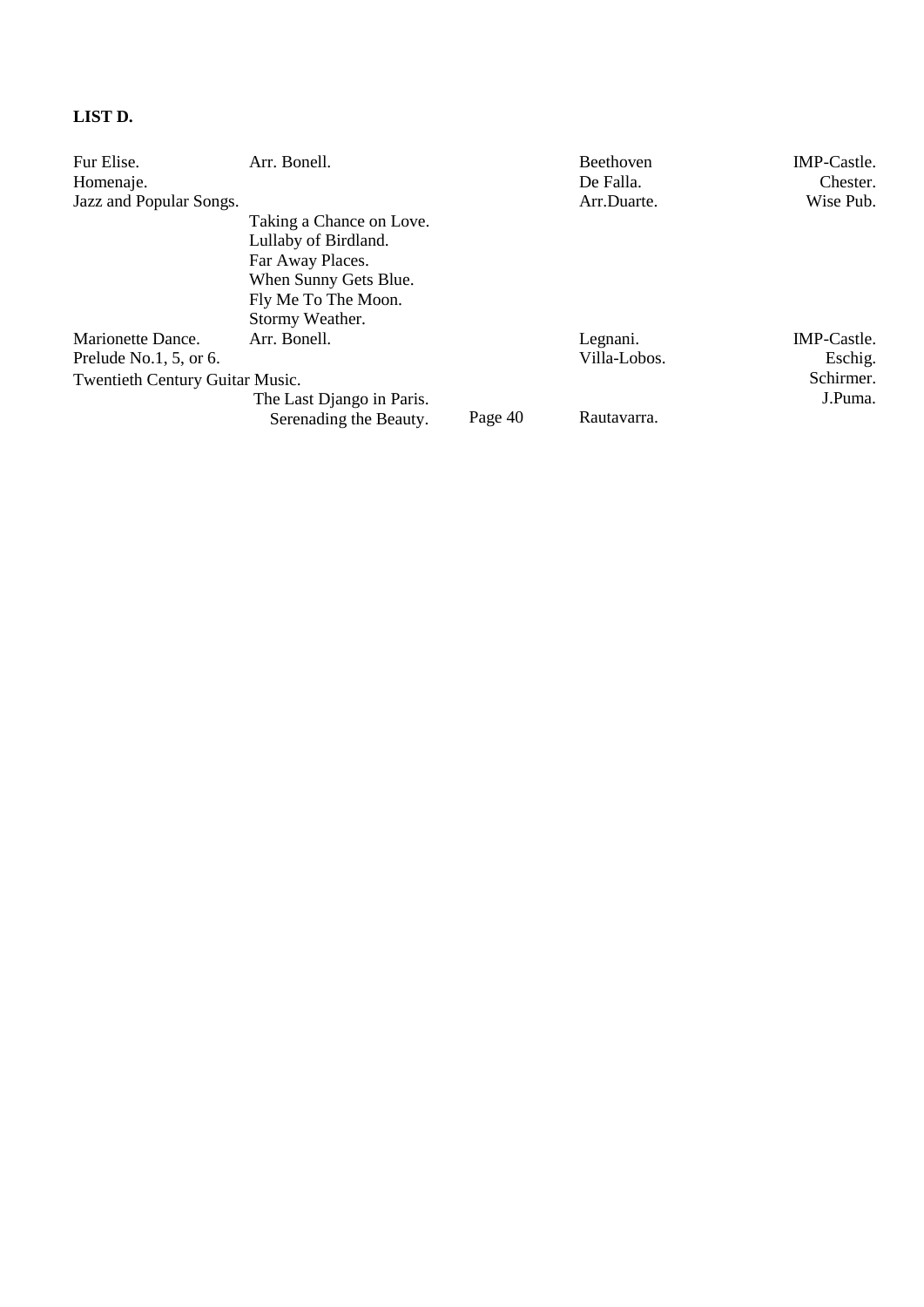**LIST D.**

| | | | |
|---|---|---|---|
| Fur Elise. | Arr. Bonell. | Beethoven | IMP-Castle. |
| Homenaje. | | De Falla. | Chester. |
| Jazz and Popular Songs. | | Arr.Duarte. | Wise Pub. |
| | Taking a Chance on Love. | | |
| | Lullaby of Birdland. | | |
| | Far Away Places. | | |
| | When Sunny Gets Blue. | | |
| | Fly Me To The Moon. | | |
| | Stormy Weather. | | |
| Marionette Dance. | Arr. Bonell. | Legnani. | IMP-Castle. |
| Prelude No.1, 5, or 6. | | Villa-Lobos. | Eschig. |
| Twentieth Century Guitar Music. | | | Schirmer. |
| | The Last Django in Paris. | | J.Puma. |
| | Serenading the Beauty. | Rautavarra. | |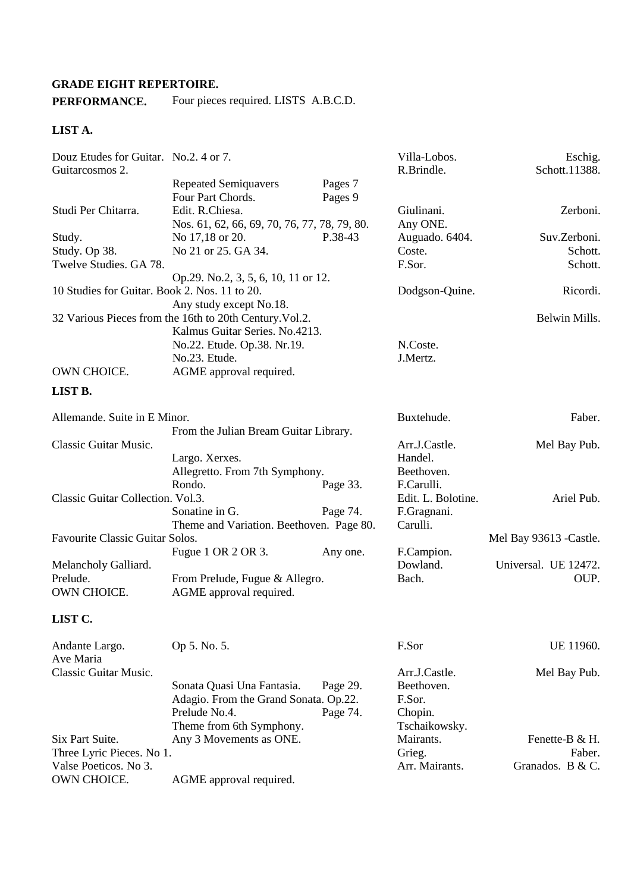**GRADE EIGHT REPERTOIRE.**

**PERFORMANCE.** Four pieces required. LISTS A.B.C.D.

**LIST A.**

| Title | Details | Page | Composer | Publisher |
|---|---|---|---|---|
| Douz Etudes for Guitar. | No.2. 4 or 7. | | Villa-Lobos. | Eschig. |
| Guitarcosmos 2. | | | R.Brindle. | Schott.11388. |
| | Repeated Semiquavers | Pages 7 | | |
| | Four Part Chords. | Pages 9 | | |
| Studi Per Chitarra. | Edit. R.Chiesa. | | Giulinani. | Zerboni. |
| | Nos. 61, 62, 66, 69, 70, 76, 77, 78, 79, 80. | | Any ONE. | |
| Study. | No 17,18 or 20. | P.38-43 | Auguado. 6404. | Suv.Zerboni. |
| Study. Op 38. | No 21 or 25. GA 34. | | Coste. | Schott. |
| Twelve Studies. GA 78. | | | F.Sor. | Schott. |
| | Op.29. No.2, 3, 5, 6, 10, 11 or 12. | | | |
| 10 Studies for Guitar. Book 2. Nos. 11 to 20. | | | Dodgson-Quine. | Ricordi. |
| | Any study except No.18. | | | |
| 32 Various Pieces from the 16th to 20th Century.Vol.2. | | | | Belwin Mills. |
| | Kalmus Guitar Series. No.4213. | | | |
| | No.22. Etude. Op.38. Nr.19. | | N.Coste. | |
| | No.23. Etude. | | J.Mertz. | |
| OWN CHOICE. | AGME approval required. | | | |

**LIST B.**

| Title | Details | Page | Composer | Publisher |
|---|---|---|---|---|
| Allemande. Suite in E Minor. | | | Buxtehude. | Faber. |
| | From the Julian Bream Guitar Library. | | | |
| Classic Guitar Music. | | | Arr.J.Castle. | Mel Bay Pub. |
| | Largo. Xerxes. | | Handel. | |
| | Allegretto. From 7th Symphony. | | Beethoven. | |
| | Rondo. | Page 33. | F.Carulli. | |
| Classic Guitar Collection. Vol.3. | | | Edit. L. Bolotine. | Ariel Pub. |
| | Sonatine in G. | Page 74. | F.Gragnani. | |
| | Theme and Variation. Beethoven. | Page 80. | Carulli. | |
| Favourite Classic Guitar Solos. | | | | Mel Bay 93613 -Castle. |
| | Fugue 1 OR 2 OR 3. | Any one. | F.Campion. | |
| Melancholy Galliard. | | | Dowland. | Universal. UE 12472. |
| Prelude. | From Prelude, Fugue & Allegro. | | Bach. | OUP. |
| OWN CHOICE. | AGME approval required. | | | |

**LIST C.**

| Title | Details | Page | Composer | Publisher |
|---|---|---|---|---|
| Andante Largo. | Op 5. No. 5. | | F.Sor | UE 11960. |
| Ave Maria | | | | |
| Classic Guitar Music. | | | Arr.J.Castle. | Mel Bay Pub. |
| | Sonata Quasi Una Fantasia. | Page 29. | Beethoven. | |
| | Adagio. From the Grand Sonata. Op.22. | | F.Sor. | |
| | Prelude No.4. | Page 74. | Chopin. | |
| | Theme from 6th Symphony. | | Tschaikowsky. | |
| Six Part Suite. | Any 3 Movements as ONE. | | Mairants. | Fenette-B & H. |
| Three Lyric Pieces. No 1. | | | Grieg. | Faber. |
| Valse Poeticos. No 3. | | | Arr. Mairants. | Granados. B & C. |
| OWN CHOICE. | AGME approval required. | | | |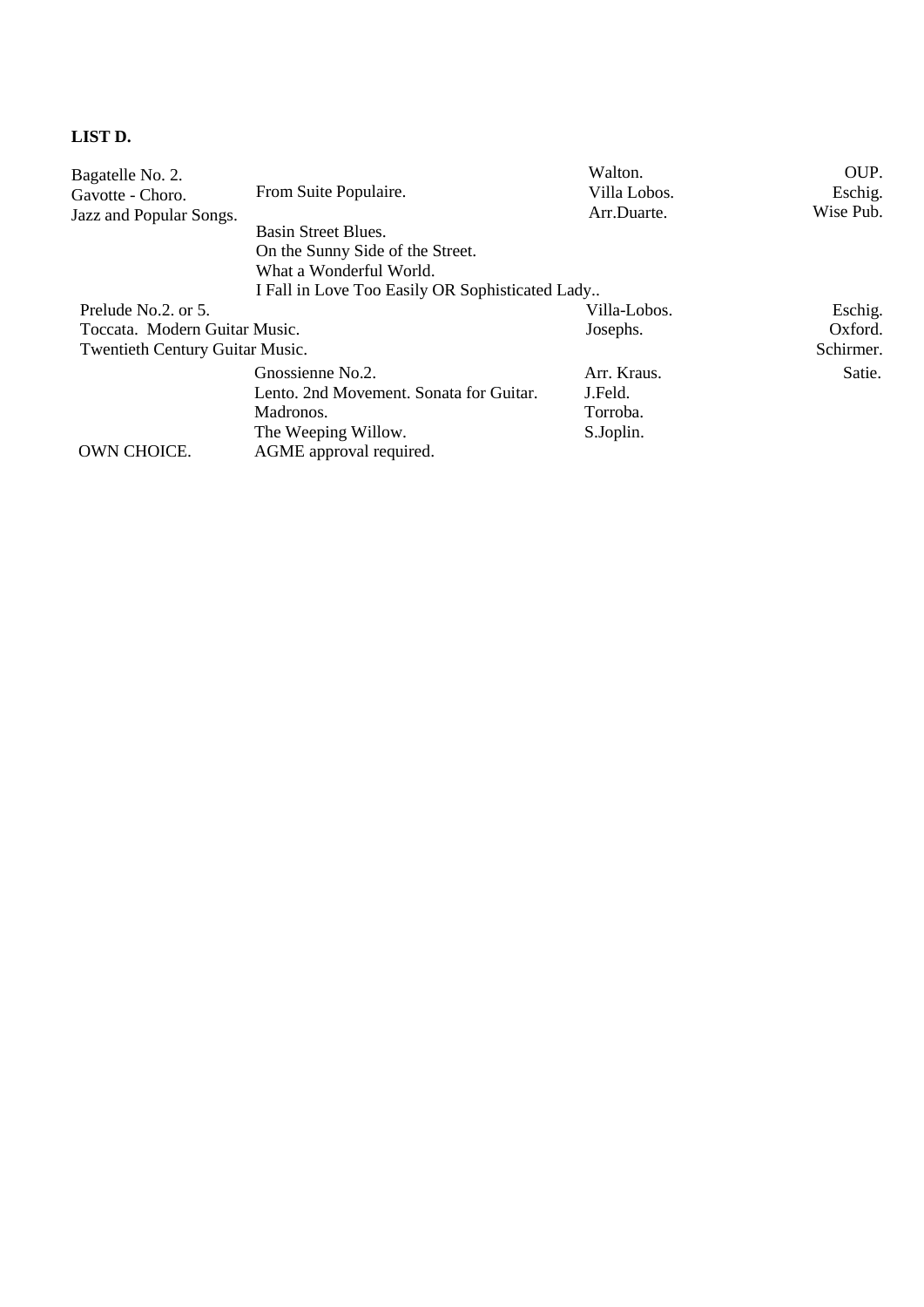**LIST D.**

| | | | |
|---|---|---|---|
| Bagatelle No. 2. | | Walton. | OUP. |
| Gavotte - Choro. | From Suite Populaire. | Villa Lobos. | Eschig. |
| Jazz and Popular Songs. | | Arr.Duarte. | Wise Pub. |
| | Basin Street Blues. | | |
| | On the Sunny Side of the Street. | | |
| | What a Wonderful World. | | |
| | I Fall in Love Too Easily OR Sophisticated Lady.. | | |
| Prelude No.2. or 5. | | Villa-Lobos. | Eschig. |
| Toccata. Modern Guitar Music. | | Josephs. | Oxford. |
| Twentieth Century Guitar Music. | | | Schirmer. |
| | Gnossienne No.2. | Arr. Kraus. | Satie. |
| | Lento. 2nd Movement. Sonata for Guitar. | J.Feld. | |
| | Madronos. | Torroba. | |
| | The Weeping Willow. | S.Joplin. | |
| OWN CHOICE. | AGME approval required. | | |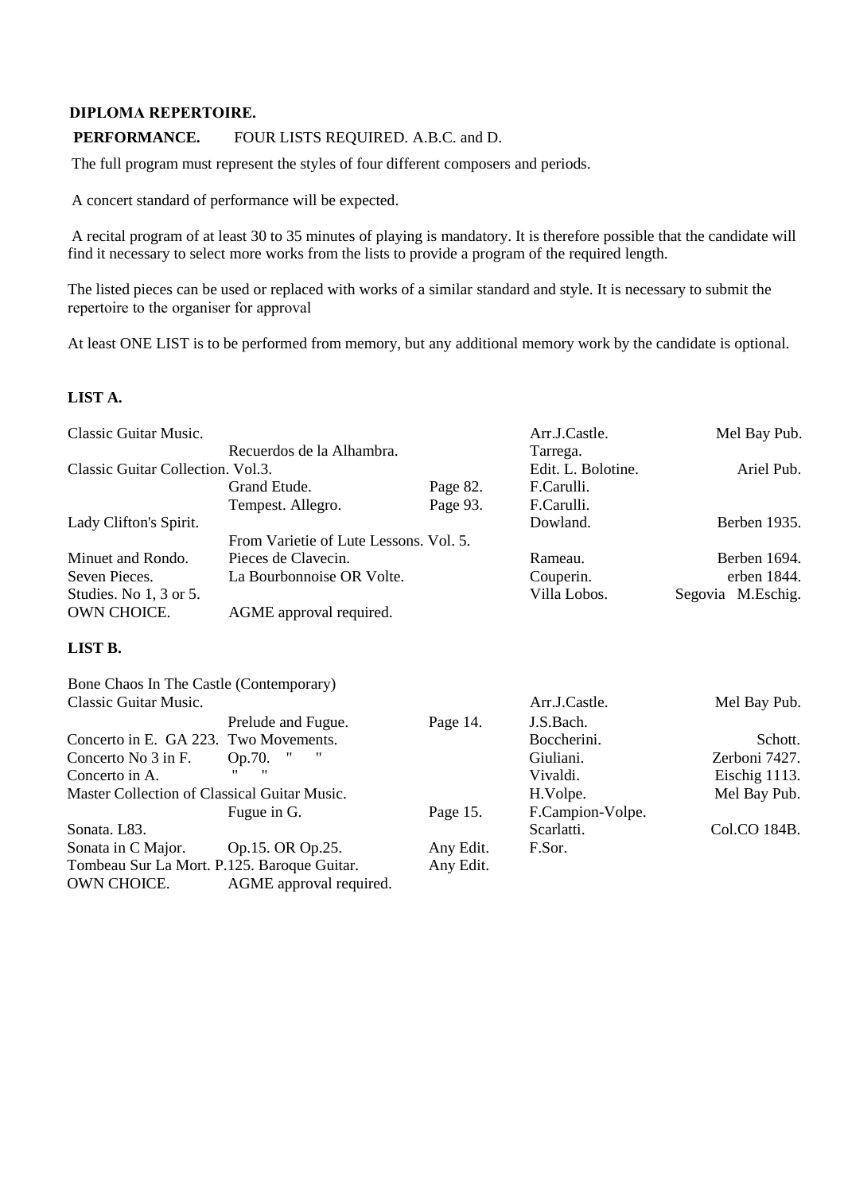**DIPLOMA REPERTOIRE.**

**PERFORMANCE.** FOUR LISTS REQUIRED. A.B.C. and D.

The full program must represent the styles of four different composers and periods.

A concert standard of performance will be expected.

A recital program of at least 30 to 35 minutes of playing is mandatory. It is therefore possible that the candidate will find it necessary to select more works from the lists to provide a program of the required length.

The listed pieces can be used or replaced with works of a similar standard and style. It is necessary to submit the repertoire to the organiser for approval

At least ONE LIST is to be performed from memory, but any additional memory work by the candidate is optional.

**LIST A.**

| | | | | |
|---|---|---|---|---|
| Classic Guitar Music. | | | Arr.J.Castle. | Mel Bay Pub. |
| | Recuerdos de la Alhambra. | | Tarrega. | |
| Classic Guitar Collection. Vol.3. | | | Edit. L. Bolotine. | Ariel Pub. |
| | Grand Etude. | Page 82. | F.Carulli. | |
| | Tempest. Allegro. | Page 93. | F.Carulli. | |
| Lady Clifton's Spirit. | | | Dowland. | Berben 1935. |
| | From Varietie of Lute Lessons. Vol. 5. | | | |
| Minuet and Rondo. | Pieces de Clavecin. | | Rameau. | Berben 1694. |
| Seven Pieces. | La Bourbonnoise OR Volte. | | Couperin. | erben 1844. |
| Studies. No 1, 3 or 5. | | | Villa Lobos. | Segovia M.Eschig. |
| OWN CHOICE. | AGME approval required. | | | |

**LIST B.**

| | | | | |
|---|---|---|---|---|
| Bone Chaos In The Castle (Contemporary) | | | | |
| Classic Guitar Music. | | | Arr.J.Castle. | Mel Bay Pub. |
| | Prelude and Fugue. | Page 14. | J.S.Bach. | |
| Concerto in E. GA 223. | Two Movements. | | Boccherini. | Schott. |
| Concerto No 3 in F. | Op.70. " " | | Giuliani. | Zerboni 7427. |
| Concerto in A. | " " | | Vivaldi. | Eischig 1113. |
| Master Collection of Classical Guitar Music. | | | H.Volpe. | Mel Bay Pub. |
| | Fugue in G. | Page 15. | F.Campion-Volpe. | |
| Sonata. L83. | | | Scarlatti. | Col.CO 184B. |
| Sonata in C Major. | Op.15. OR Op.25. | Any Edit. | F.Sor. | |
| Tombeau Sur La Mort. P.125. Baroque Guitar. | | Any Edit. | | |
| OWN CHOICE. | AGME approval required. | | | |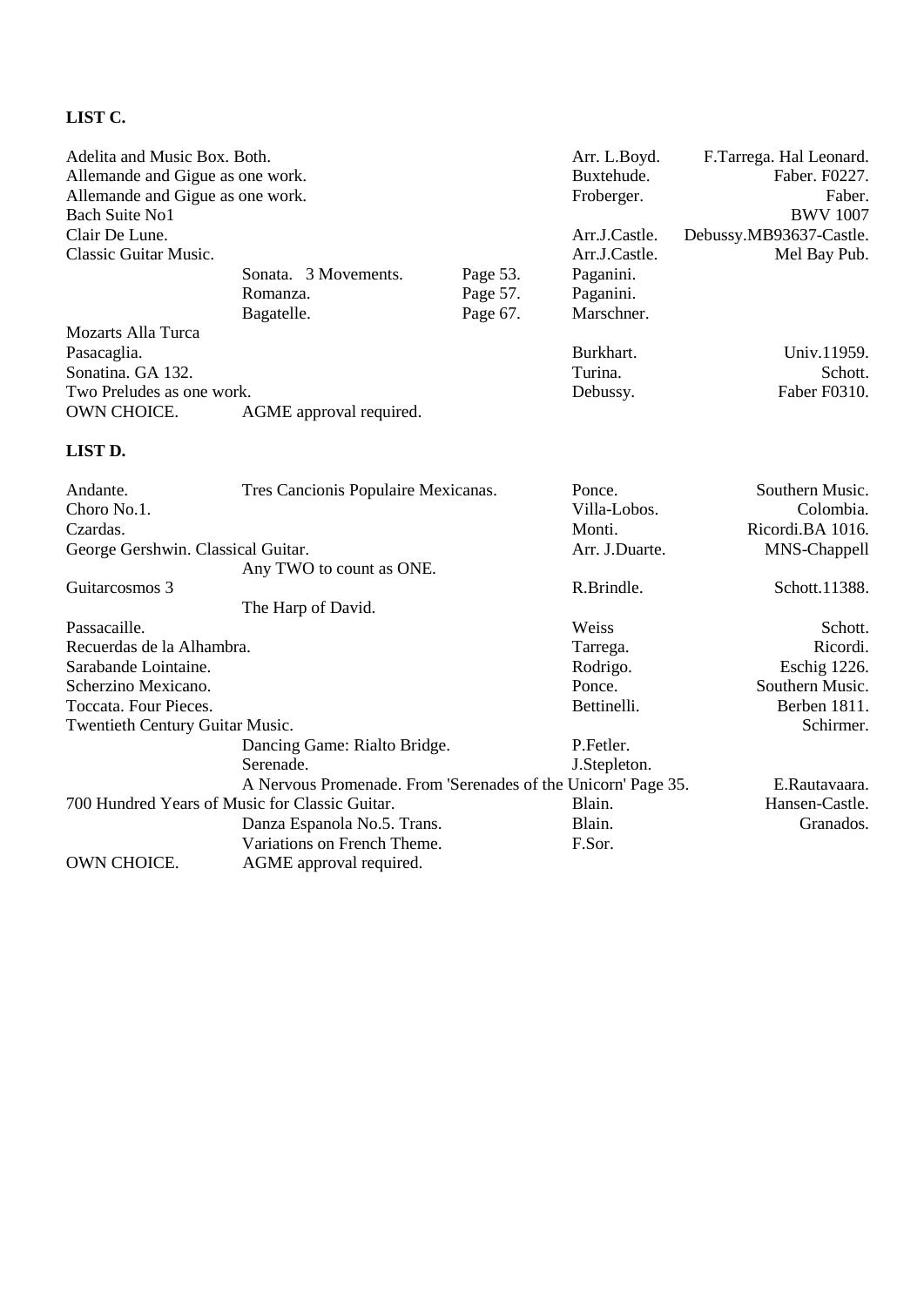**LIST C.**

| | | | | |
|---|---|---|---|---|
| Adelita and Music Box. Both. | | | Arr. L.Boyd. | F.Tarrega. Hal Leonard. |
| Allemande and Gigue as one work. | | | Buxtehude. | Faber. F0227. |
| Allemande and Gigue as one work. | | | Froberger. | Faber. |
| Bach Suite No1 | | | | BWV 1007 |
| Clair De Lune. | | | Arr.J.Castle. | Debussy.MB93637-Castle. |
| Classic Guitar Music. | | | Arr.J.Castle. | Mel Bay Pub. |
| | Sonata. 3 Movements. | Page 53. | Paganini. | |
| | Romanza. | Page 57. | Paganini. | |
| | Bagatelle. | Page 67. | Marschner. | |
| Mozarts Alla Turca | | | | |
| Pasacaglia. | | | Burkhart. | Univ.11959. |
| Sonatina. GA 132. | | | Turina. | Schott. |
| Two Preludes as one work. | | | Debussy. | Faber F0310. |
| OWN CHOICE. | AGME approval required. | | | |

**LIST D.**

| | | | |
|---|---|---|---|
| Andante. | Tres Cancionis Populaire Mexicanas. | Ponce. | Southern Music. |
| Choro No.1. | | Villa-Lobos. | Colombia. |
| Czardas. | | Monti. | Ricordi.BA 1016. |
| George Gershwin. Classical Guitar. | | Arr. J.Duarte. | MNS-Chappell |
| | Any TWO to count as ONE. | | |
| Guitarcosmos 3 | | R.Brindle. | Schott.11388. |
| | The Harp of David. | | |
| Passacaille. | | Weiss | Schott. |
| Recuerdas de la Alhambra. | | Tarrega. | Ricordi. |
| Sarabande Lointaine. | | Rodrigo. | Eschig 1226. |
| Scherzino Mexicano. | | Ponce. | Southern Music. |
| Toccata. Four Pieces. | | Bettinelli. | Berben 1811. |
| Twentieth Century Guitar Music. | | | Schirmer. |
| | Dancing Game: Rialto Bridge. | P.Fetler. | |
| | Serenade. | J.Stepleton. | |
| | A Nervous Promenade. From 'Serenades of the Unicorn' Page 35. | | E.Rautavaara. |
| 700 Hundred Years of Music for Classic Guitar. | | Blain. | Hansen-Castle. |
| | Danza Espanola No.5. Trans. | Blain. | Granados. |
| | Variations on French Theme. | F.Sor. | |
| OWN CHOICE. | AGME approval required. | | |